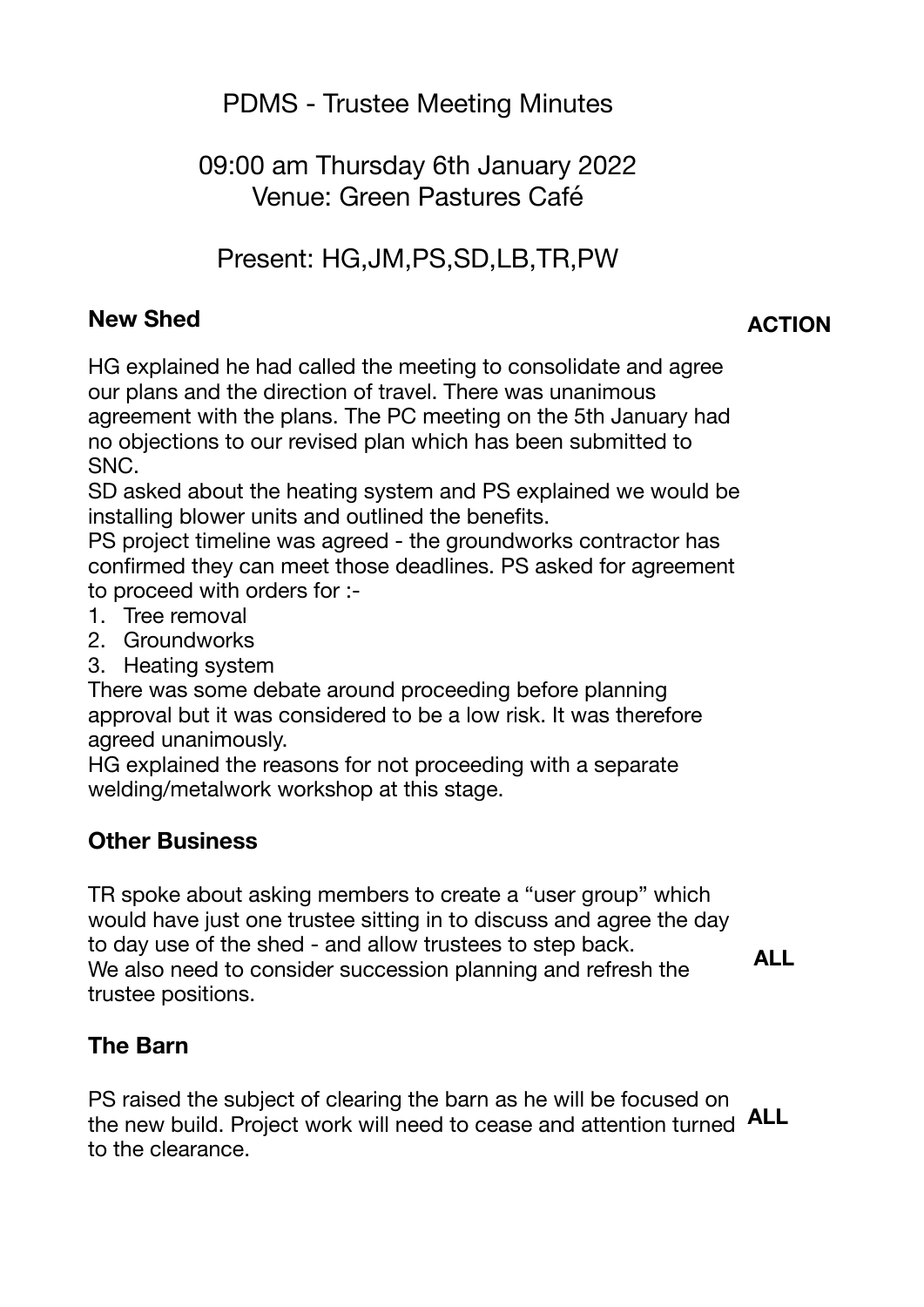# PDMS - Trustee Meeting Minutes

09:00 am Thursday 6th January 2022
Venue: Green Pastures Café

Present: HG,JM,PS,SD,LB,TR,PW

## New Shed

**ACTION**

HG explained he had called the meeting to consolidate and agree our plans and the direction of travel. There was unanimous agreement with the plans. The PC meeting on the 5th January had no objections to our revised plan which has been submitted to SNC.

SD asked about the heating system and PS explained we would be installing blower units and outlined the benefits.

PS project timeline was agreed - the groundworks contractor has confirmed they can meet those deadlines. PS asked for agreement to proceed with orders for :-

1. Tree removal
2. Groundworks
3. Heating system

There was some debate around proceeding before planning approval but it was considered to be a low risk. It was therefore agreed unanimously.

HG explained the reasons for not proceeding with a separate welding/metalwork workshop at this stage.

## Other Business

TR spoke about asking members to create a "user group" which would have just one trustee sitting in to discuss and agree the day to day use of the shed - and allow trustees to step back.
We also need to consider succession planning and refresh the trustee positions. **ALL**

## The Barn

PS raised the subject of clearing the barn as he will be focused on the new build. Project work will need to cease and attention turned to the clearance. **ALL**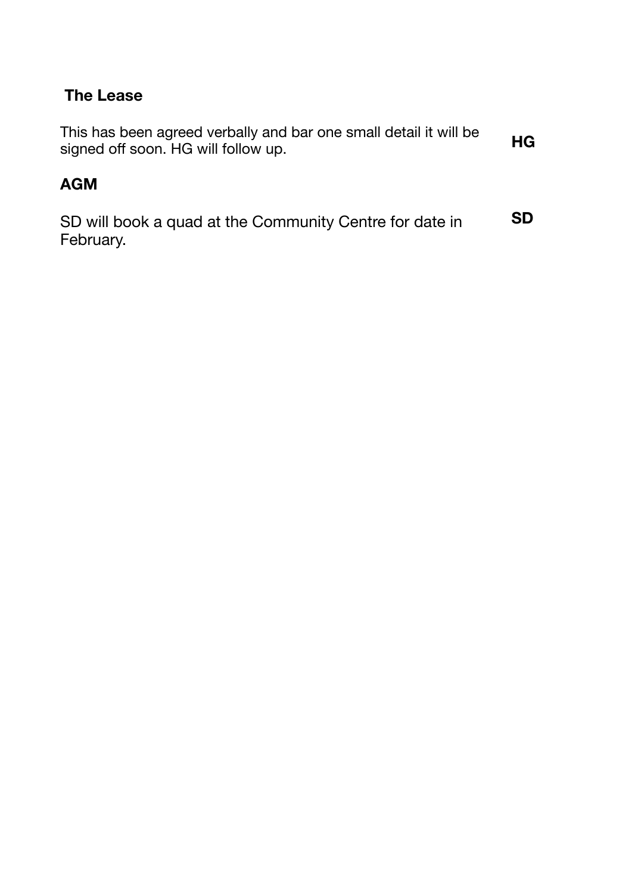### The Lease

This has been agreed verbally and bar one small detail it will be signed off soon. HG will follow up. **HG**

### AGM

SD will book a quad at the Community Centre for date in February. **SD**